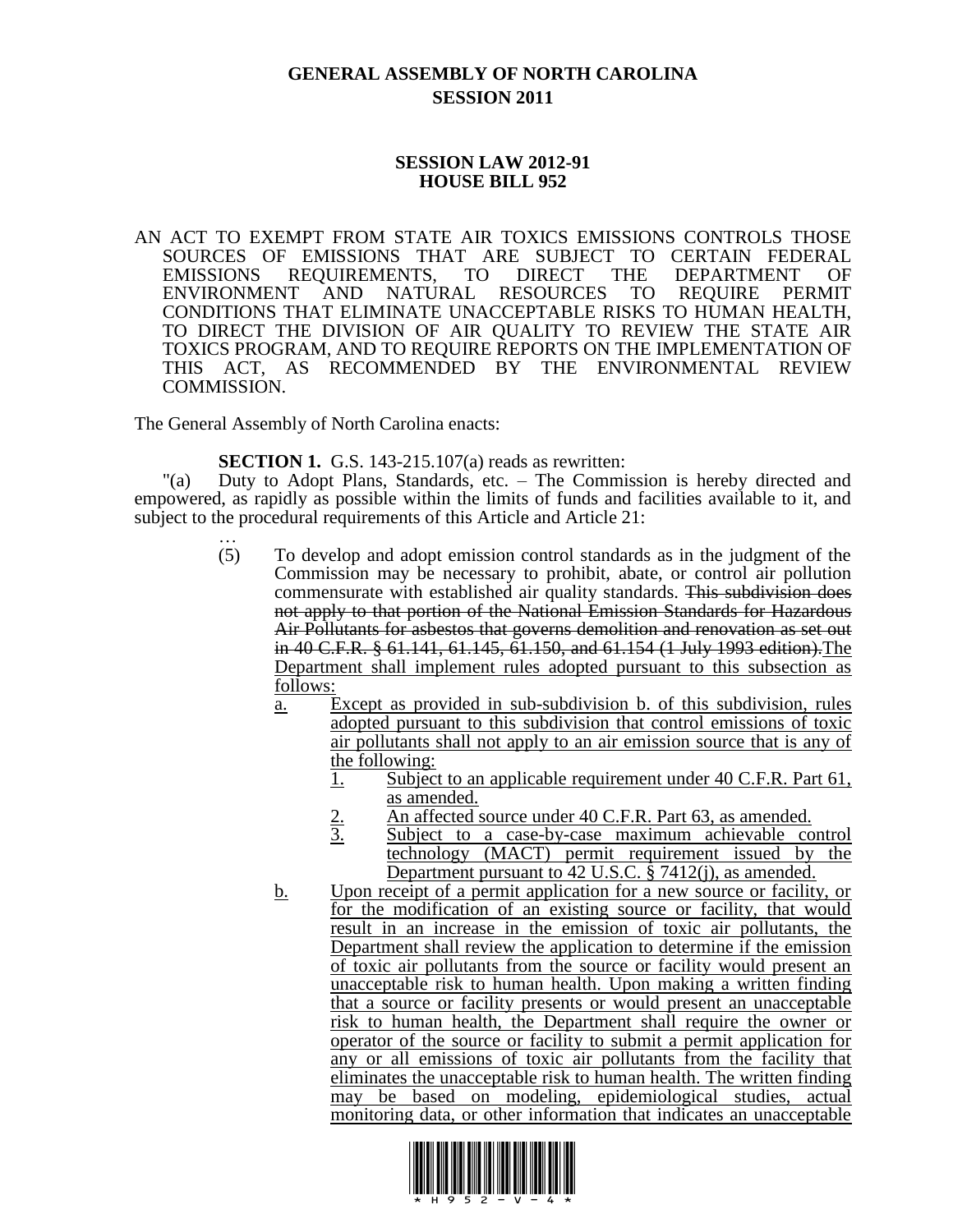# GENERAL ASSEMBLY OF NORTH CAROLINA
## SESSION 2011

## SESSION LAW 2012-91
## HOUSE BILL 952

AN ACT TO EXEMPT FROM STATE AIR TOXICS EMISSIONS CONTROLS THOSE SOURCES OF EMISSIONS THAT ARE SUBJECT TO CERTAIN FEDERAL EMISSIONS REQUIREMENTS, TO DIRECT THE DEPARTMENT OF ENVIRONMENT AND NATURAL RESOURCES TO REQUIRE PERMIT CONDITIONS THAT ELIMINATE UNACCEPTABLE RISKS TO HUMAN HEALTH, TO DIRECT THE DIVISION OF AIR QUALITY TO REVIEW THE STATE AIR TOXICS PROGRAM, AND TO REQUIRE REPORTS ON THE IMPLEMENTATION OF THIS ACT, AS RECOMMENDED BY THE ENVIRONMENTAL REVIEW COMMISSION.

The General Assembly of North Carolina enacts:

**SECTION 1.** G.S. 143-215.107(a) reads as rewritten:

"(a) Duty to Adopt Plans, Standards, etc. – The Commission is hereby directed and empowered, as rapidly as possible within the limits of funds and facilities available to it, and subject to the procedural requirements of this Article and Article 21:

…

(5) To develop and adopt emission control standards as in the judgment of the Commission may be necessary to prohibit, abate, or control air pollution commensurate with established air quality standards. ~~This subdivision does not apply to that portion of the National Emission Standards for Hazardous Air Pollutants for asbestos that governs demolition and renovation as set out in 40 C.F.R. § 61.141, 61.145, 61.150, and 61.154 (1 July 1993 edition).~~<u>The Department shall implement rules adopted pursuant to this subsection as follows:</u>

<u>a.</u> <u>Except as provided in sub-subdivision b. of this subdivision, rules adopted pursuant to this subdivision that control emissions of toxic air pollutants shall not apply to an air emission source that is any of the following:</u>

<u>1.</u> <u>Subject to an applicable requirement under 40 C.F.R. Part 61, as amended.</u>

<u>2.</u> <u>An affected source under 40 C.F.R. Part 63, as amended.</u>

<u>3.</u> <u>Subject to a case-by-case maximum achievable control technology (MACT) permit requirement issued by the Department pursuant to 42 U.S.C. § 7412(j), as amended.</u>

<u>b.</u> <u>Upon receipt of a permit application for a new source or facility, or for the modification of an existing source or facility, that would result in an increase in the emission of toxic air pollutants, the Department shall review the application to determine if the emission of toxic air pollutants from the source or facility would present an unacceptable risk to human health. Upon making a written finding that a source or facility presents or would present an unacceptable risk to human health, the Department shall require the owner or operator of the source or facility to submit a permit application for any or all emissions of toxic air pollutants from the facility that eliminates the unacceptable risk to human health. The written finding may be based on modeling, epidemiological studies, actual monitoring data, or other information that indicates an unacceptable</u>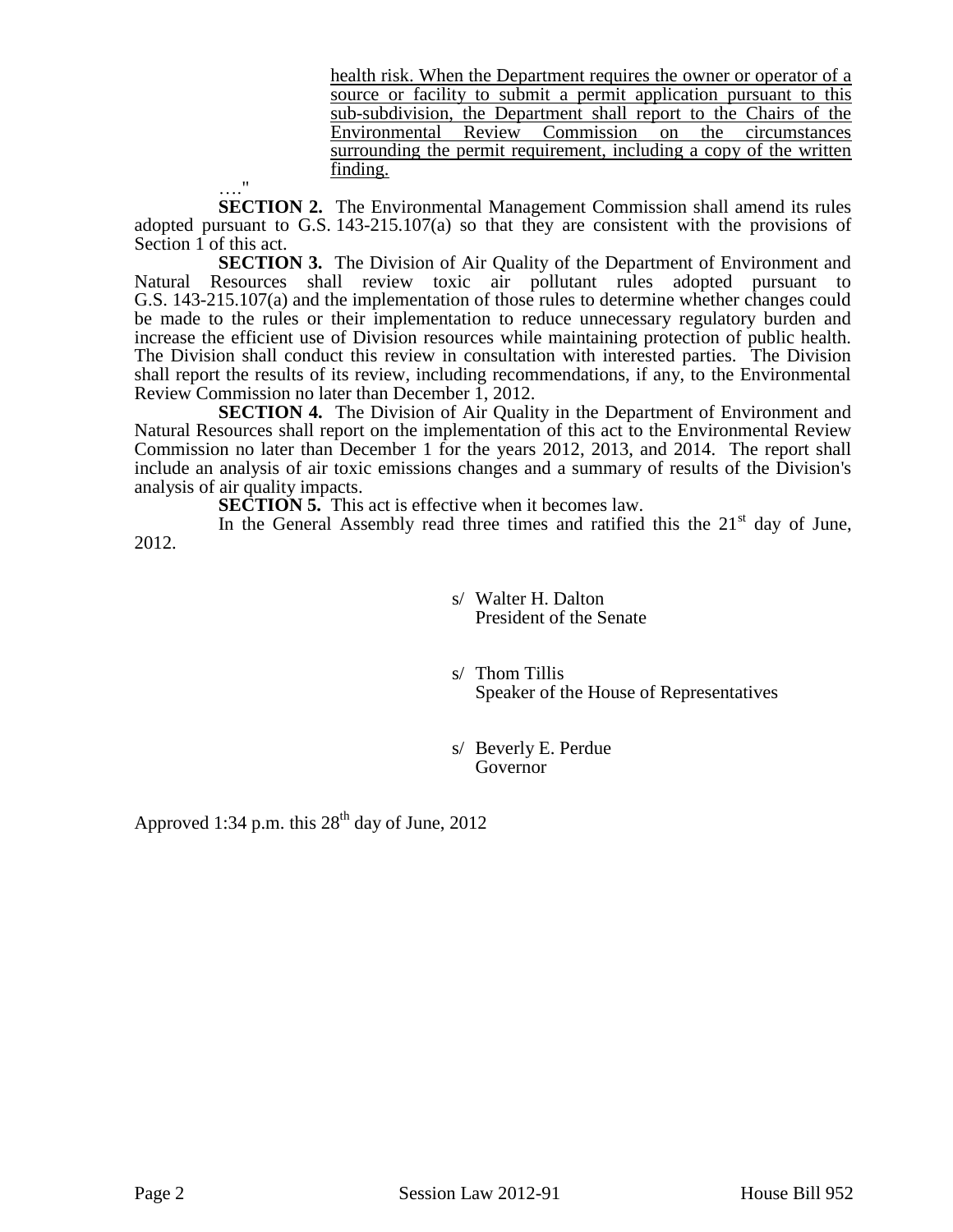health risk. When the Department requires the owner or operator of a source or facility to submit a permit application pursuant to this sub-subdivision, the Department shall report to the Chairs of the Environmental Review Commission on the circumstances surrounding the permit requirement, including a copy of the written finding.

…."

**SECTION 2.** The Environmental Management Commission shall amend its rules adopted pursuant to G.S. 143-215.107(a) so that they are consistent with the provisions of Section 1 of this act.

**SECTION 3.** The Division of Air Quality of the Department of Environment and Natural Resources shall review toxic air pollutant rules adopted pursuant to G.S. 143-215.107(a) and the implementation of those rules to determine whether changes could be made to the rules or their implementation to reduce unnecessary regulatory burden and increase the efficient use of Division resources while maintaining protection of public health. The Division shall conduct this review in consultation with interested parties. The Division shall report the results of its review, including recommendations, if any, to the Environmental Review Commission no later than December 1, 2012.

**SECTION 4.** The Division of Air Quality in the Department of Environment and Natural Resources shall report on the implementation of this act to the Environmental Review Commission no later than December 1 for the years 2012, 2013, and 2014. The report shall include an analysis of air toxic emissions changes and a summary of results of the Division's analysis of air quality impacts.

**SECTION 5.** This act is effective when it becomes law.

In the General Assembly read three times and ratified this the 21st day of June, 2012.

s/ Walter H. Dalton
President of the Senate

s/ Thom Tillis
Speaker of the House of Representatives

s/ Beverly E. Perdue
Governor

Approved 1:34 p.m. this 28th day of June, 2012